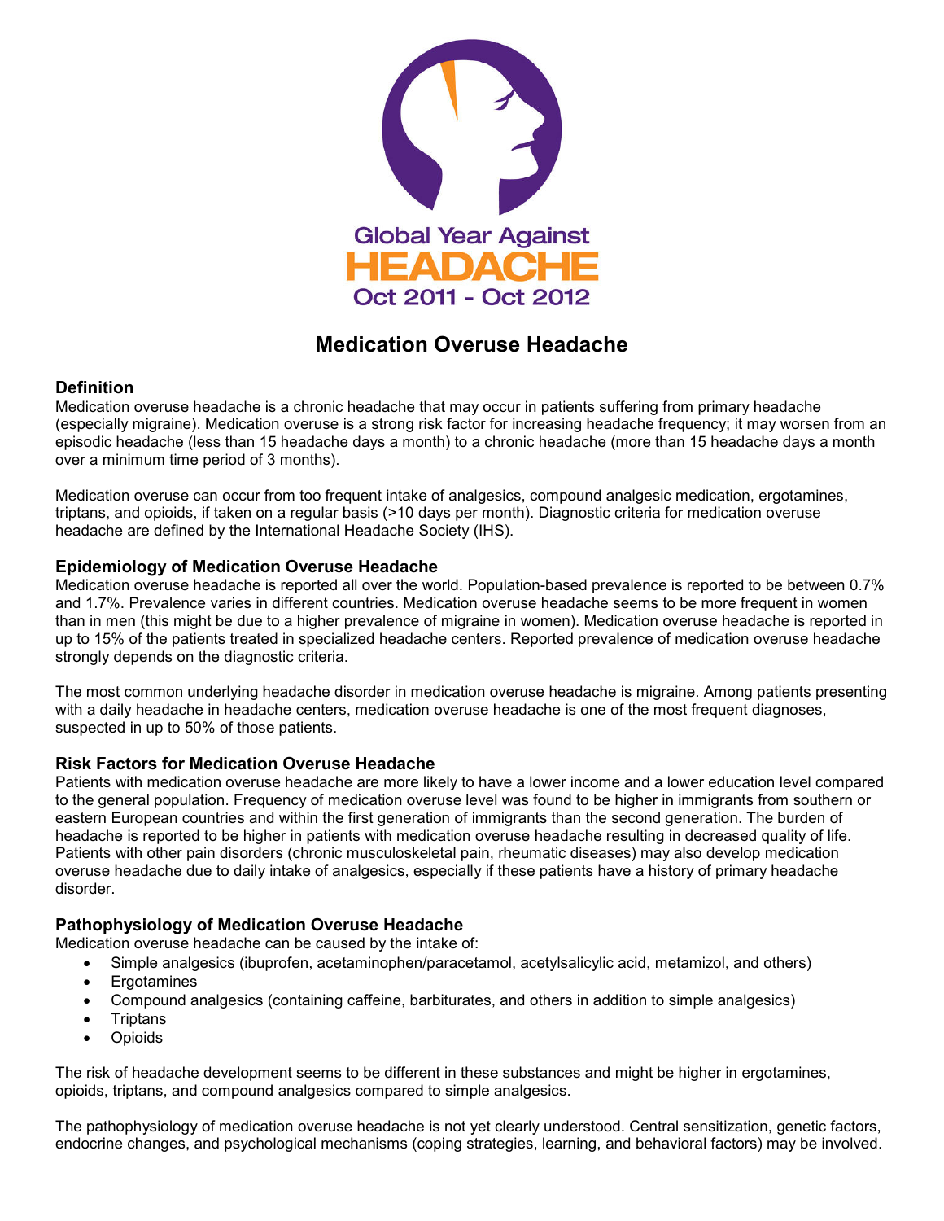Global Year Against

HEADACHE

Oct 2011 - Oct 2012

# Medication Overuse Headache

## Definition

Medication overuse headache is a chronic headache that may occur in patients suffering from primary headache (especially migraine). Medication overuse is a strong risk factor for increasing headache frequency; it may worsen from an episodic headache (less than 15 headache days a month) to a chronic headache (more than 15 headache days a month over a minimum time period of 3 months).

Medication overuse can occur from too frequent intake of analgesics, compound analgesic medication, ergotamines, triptans, and opioids, if taken on a regular basis (>10 days per month). Diagnostic criteria for medication overuse headache are defined by the International Headache Society (IHS).

## Epidemiology of Medication Overuse Headache

Medication overuse headache is reported all over the world. Population-based prevalence is reported to be between 0.7% and 1.7%. Prevalence varies in different countries. Medication overuse headache seems to be more frequent in women than in men (this might be due to a higher prevalence of migraine in women). Medication overuse headache is reported in up to 15% of the patients treated in specialized headache centers. Reported prevalence of medication overuse headache strongly depends on the diagnostic criteria.

The most common underlying headache disorder in medication overuse headache is migraine. Among patients presenting with a daily headache in headache centers, medication overuse headache is one of the most frequent diagnoses, suspected in up to 50% of those patients.

## Risk Factors for Medication Overuse Headache

Patients with medication overuse headache are more likely to have a lower income and a lower education level compared to the general population. Frequency of medication overuse level was found to be higher in immigrants from southern or eastern European countries and within the first generation of immigrants than the second generation. The burden of headache is reported to be higher in patients with medication overuse headache resulting in decreased quality of life. Patients with other pain disorders (chronic musculoskeletal pain, rheumatic diseases) may also develop medication overuse headache due to daily intake of analgesics, especially if these patients have a history of primary headache disorder.

## Pathophysiology of Medication Overuse Headache

Medication overuse headache can be caused by the intake of:

- Simple analgesics (ibuprofen, acetaminophen/paracetamol, acetylsalicylic acid, metamizol, and others)
- Ergotamines
- Compound analgesics (containing caffeine, barbiturates, and others in addition to simple analgesics)
- Triptans
- Opioids

The risk of headache development seems to be different in these substances and might be higher in ergotamines, opioids, triptans, and compound analgesics compared to simple analgesics.

The pathophysiology of medication overuse headache is not yet clearly understood. Central sensitization, genetic factors, endocrine changes, and psychological mechanisms (coping strategies, learning, and behavioral factors) may be involved.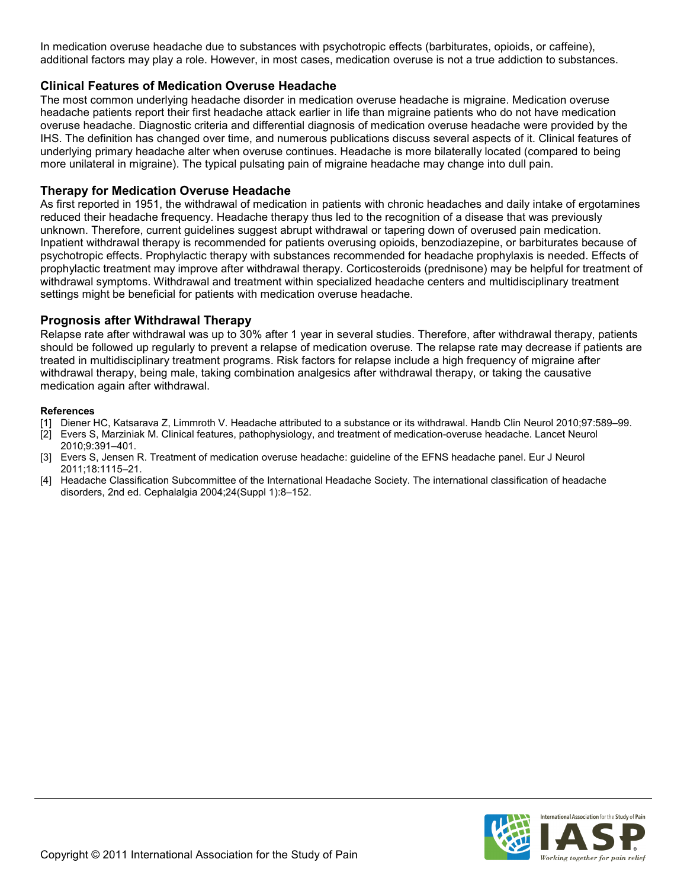In medication overuse headache due to substances with psychotropic effects (barbiturates, opioids, or caffeine), additional factors may play a role. However, in most cases, medication overuse is not a true addiction to substances.

### Clinical Features of Medication Overuse Headache

The most common underlying headache disorder in medication overuse headache is migraine. Medication overuse headache patients report their first headache attack earlier in life than migraine patients who do not have medication overuse headache. Diagnostic criteria and differential diagnosis of medication overuse headache were provided by the IHS. The definition has changed over time, and numerous publications discuss several aspects of it. Clinical features of underlying primary headache alter when overuse continues. Headache is more bilaterally located (compared to being more unilateral in migraine). The typical pulsating pain of migraine headache may change into dull pain.

### Therapy for Medication Overuse Headache

As first reported in 1951, the withdrawal of medication in patients with chronic headaches and daily intake of ergotamines reduced their headache frequency. Headache therapy thus led to the recognition of a disease that was previously unknown. Therefore, current guidelines suggest abrupt withdrawal or tapering down of overused pain medication. Inpatient withdrawal therapy is recommended for patients overusing opioids, benzodiazepine, or barbiturates because of psychotropic effects. Prophylactic therapy with substances recommended for headache prophylaxis is needed. Effects of prophylactic treatment may improve after withdrawal therapy. Corticosteroids (prednisone) may be helpful for treatment of withdrawal symptoms. Withdrawal and treatment within specialized headache centers and multidisciplinary treatment settings might be beneficial for patients with medication overuse headache.

### Prognosis after Withdrawal Therapy

Relapse rate after withdrawal was up to 30% after 1 year in several studies. Therefore, after withdrawal therapy, patients should be followed up regularly to prevent a relapse of medication overuse. The relapse rate may decrease if patients are treated in multidisciplinary treatment programs. Risk factors for relapse include a high frequency of migraine after withdrawal therapy, being male, taking combination analgesics after withdrawal therapy, or taking the causative medication again after withdrawal.

#### References

[1] Diener HC, Katsarava Z, Limmroth V. Headache attributed to a substance or its withdrawal. Handb Clin Neurol 2010;97:589–99.
[2] Evers S, Marziniak M. Clinical features, pathophysiology, and treatment of medication-overuse headache. Lancet Neurol 2010;9:391–401.
[3] Evers S, Jensen R. Treatment of medication overuse headache: guideline of the EFNS headache panel. Eur J Neurol 2011;18:1115–21.
[4] Headache Classification Subcommittee of the International Headache Society. The international classification of headache disorders, 2nd ed. Cephalalgia 2004;24(Suppl 1):8–152.

Copyright © 2011 International Association for the Study of Pain